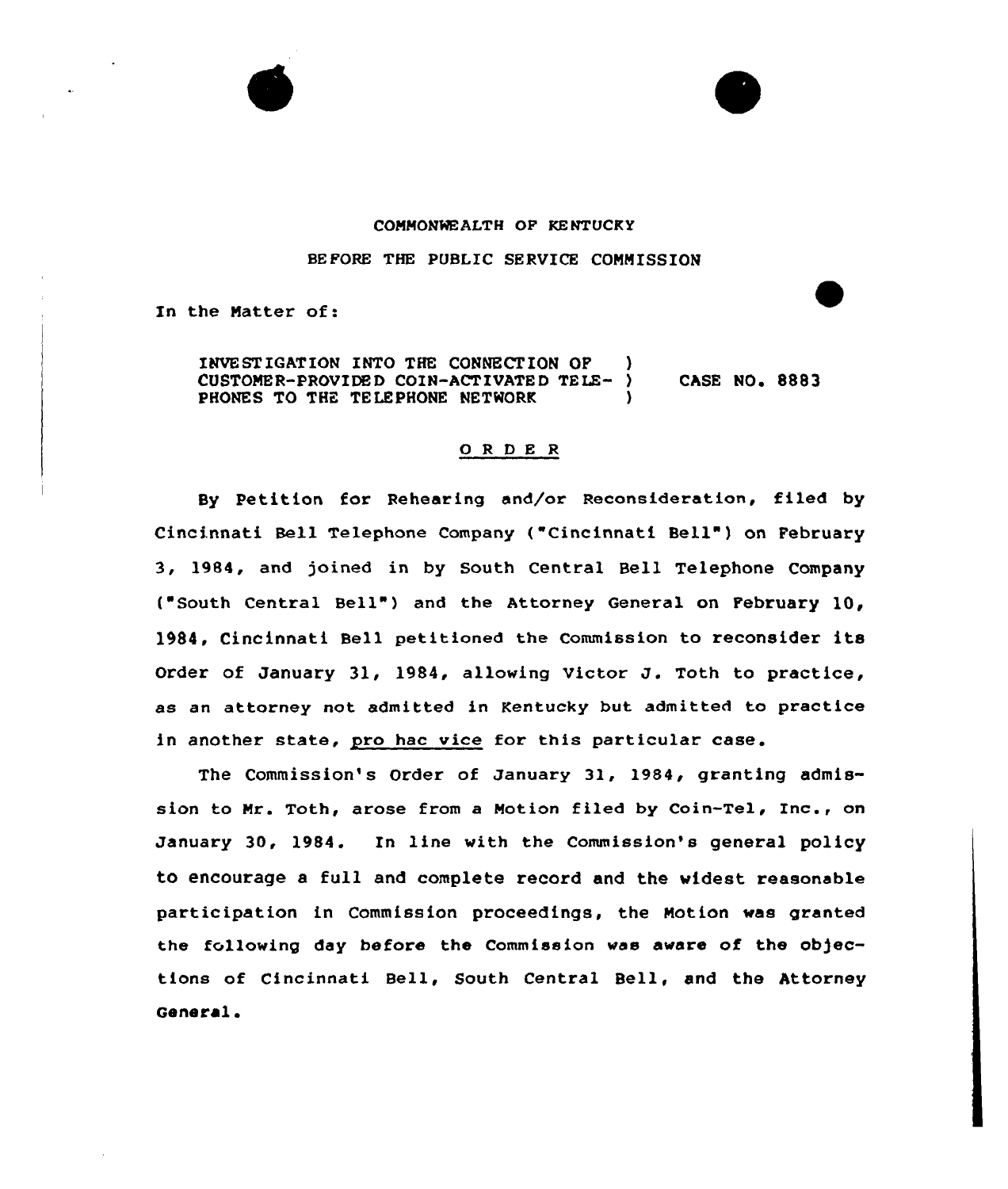COMMONWEALTH OF KENTUCKY

BEFORE THE PUBLIC SERVICE COMMISSION

In the Matter of:

INVESTIGATION INTO THE CONNECTION OF CUSTOMER-PROVIDED COIN-ACTIVATED TELEPHONES TO THE TELEPHONE NETWORK ) CASE NO. 8883

## O R D E R

By Petition for Rehearing and/or Reconsideration, filed by Cincinnati Bell Telephone Company ("Cincinnati Bell") on February 3, 1984, and joined in by South Central Bell Telephone Company ("South Central Bell") and the Attorney General on February 10, 1984, Cincinnati Bell petitioned the Commission to reconsider its Order of January 31, 1984, allowing Victor J. Toth to practice, as an attorney not admitted in Kentucky but admitted to practice in another state, pro hac vice for this particular case.

The Commission's Order of January 31, 1984, granting admission to Mr. Toth, arose from a Motion filed by Coin-Tel, Inc., on January 30, 1984. In line with the Commission's general policy to encourage a full and complete record and the widest reasonable participation in Commission proceedings, the Motion was granted the following day before the Commission was aware of the objections of Cincinnati Bell, South Central Bell, and the Attorney General.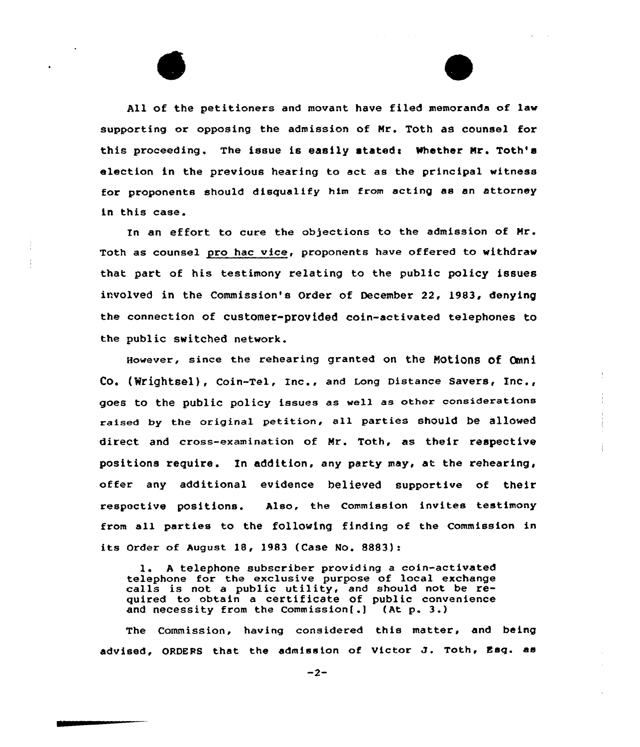All of the petitioners and movant have filed memoranda of law supporting or opposing the admission of Mr. Toth as counsel for this proceeding. The issue is easily stated: Whether Mr. Toth's election in the previous hearing to act as the principal witness for proponents should disqualify him from acting as an attorney in this case.

In an effort to cure the objections to the admission of Mr. Toth as counsel pro hac vice, proponents have offered to withdraw that part of his testimony relating to the public policy issues involved in the Commission's Order of December 22, 1983, denying the connection of customer-provided coin-activated telephones to the public switched network.

However, since the rehearing granted on the Motions of Omni Co. (Wrightsel), Coin-Tel, Inc., and Long Distance Savers, Inc., goes to the public policy issues as well as other considerations raised by the original petition, all parties should be allowed direct and cross-examination of Mr. Toth, as their respective positions require. In addition, any party may, at the rehearing, offer any additional evidence believed supportive of their respective positions. Also, the Commission invites testimony from all parties to the following finding of the Commission in its Order of August 18, 1983 (Case No. 8883):

> 1. A telephone subscriber providing a coin-activated telephone for the exclusive purpose of local exchange calls is not a public utility, and should not be required to obtain a certificate of public convenience and necessity from the Commission[.] (At p. 3.)

The Commission, having considered this matter, and being advised, ORDERS that the admission of Victor J. Toth, Esq. as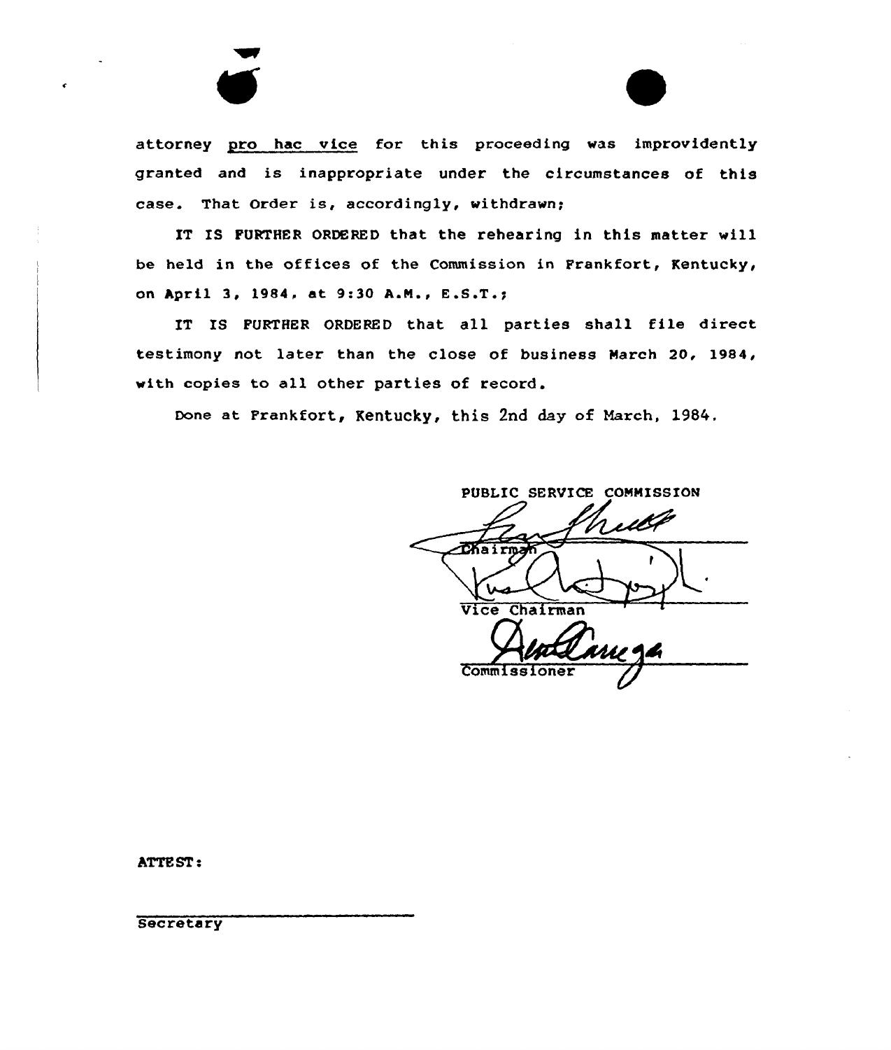attorney <u>pro hac vice</u> for this proceeding was improvidently granted and is inappropriate under the circumstances of this case. That Order is, accordingly, withdrawn;

IT IS FURTHER ORDERED that the rehearing in this matter will be held in the offices of the Commission in Frankfort, Kentucky, on April 3, 1984, at 9:30 A.M., E.S.T.;

IT IS FURTHER ORDERED that all parties shall file direct testimony not later than the close of business March 20, 1984, with copies to all other parties of record.

Done at Frankfort, Kentucky, this 2nd day of March, 1984.

PUBLIC SERVICE COMMISSION

Chairman

Vice Chairman

Commissioner

ATTEST:

Secretary